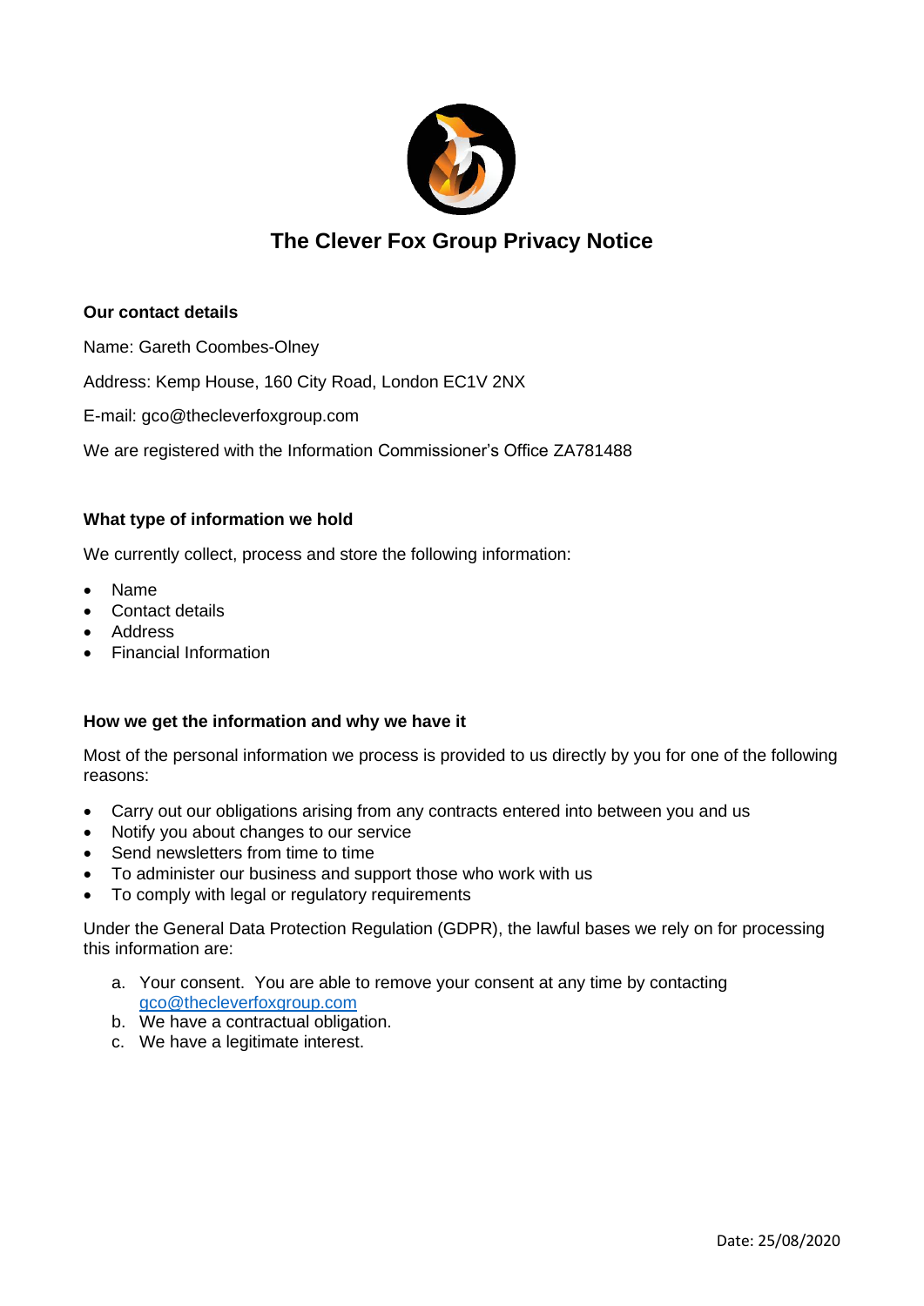# The Clever Fox Group Privacy Notice

**Our contact details**

Name: Gareth Coombes-Olney

Address: Kemp House, 160 City Road, London EC1V 2NX

E-mail: gco@thecleverfoxgroup.com

We are registered with the Information Commissioner's Office ZA781488

**What type of information we hold**

We currently collect, process and store the following information:

- Name
- Contact details
- Address
- Financial Information

**How we get the information and why we have it**

Most of the personal information we process is provided to us directly by you for one of the following reasons:

- Carry out our obligations arising from any contracts entered into between you and us
- Notify you about changes to our service
- Send newsletters from time to time
- To administer our business and support those who work with us
- To comply with legal or regulatory requirements

Under the General Data Protection Regulation (GDPR), the lawful bases we rely on for processing this information are:

a. Your consent. You are able to remove your consent at any time by contacting gco@thecleverfoxgroup.com
b. We have a contractual obligation.
c. We have a legitimate interest.

Date: 25/08/2020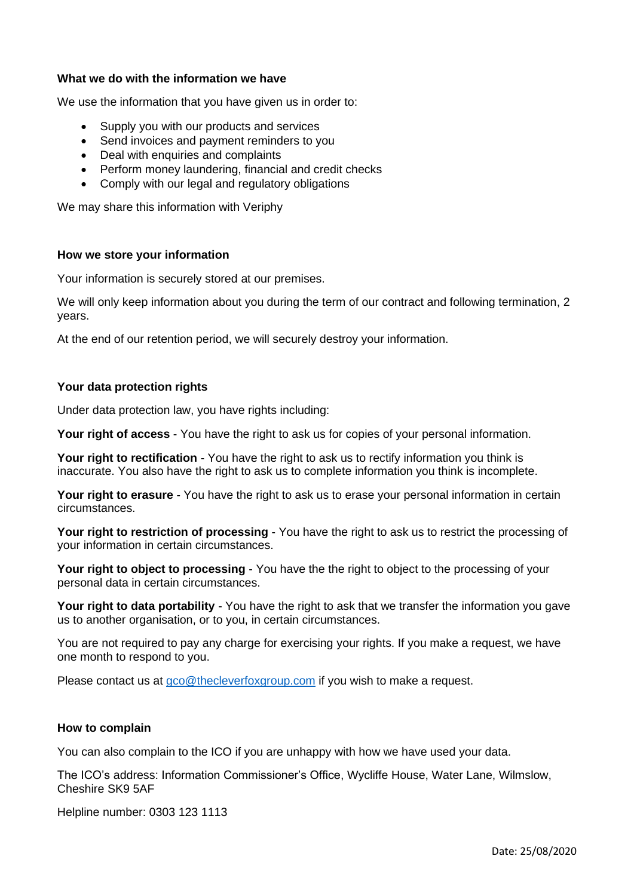**What we do with the information we have**

We use the information that you have given us in order to:

- Supply you with our products and services
- Send invoices and payment reminders to you
- Deal with enquiries and complaints
- Perform money laundering, financial and credit checks
- Comply with our legal and regulatory obligations

We may share this information with Veriphy

**How we store your information**

Your information is securely stored at our premises.

We will only keep information about you during the term of our contract and following termination, 2 years.

At the end of our retention period, we will securely destroy your information.

**Your data protection rights**

Under data protection law, you have rights including:

**Your right of access** - You have the right to ask us for copies of your personal information.

**Your right to rectification** - You have the right to ask us to rectify information you think is inaccurate. You also have the right to ask us to complete information you think is incomplete.

**Your right to erasure** - You have the right to ask us to erase your personal information in certain circumstances.

**Your right to restriction of processing** - You have the right to ask us to restrict the processing of your information in certain circumstances.

**Your right to object to processing** - You have the the right to object to the processing of your personal data in certain circumstances.

**Your right to data portability** - You have the right to ask that we transfer the information you gave us to another organisation, or to you, in certain circumstances.

You are not required to pay any charge for exercising your rights. If you make a request, we have one month to respond to you.

Please contact us at gco@thecleverfoxgroup.com if you wish to make a request.

**How to complain**

You can also complain to the ICO if you are unhappy with how we have used your data.

The ICO's address: Information Commissioner's Office, Wycliffe House, Water Lane, Wilmslow, Cheshire SK9 5AF

Helpline number: 0303 123 1113

Date: 25/08/2020